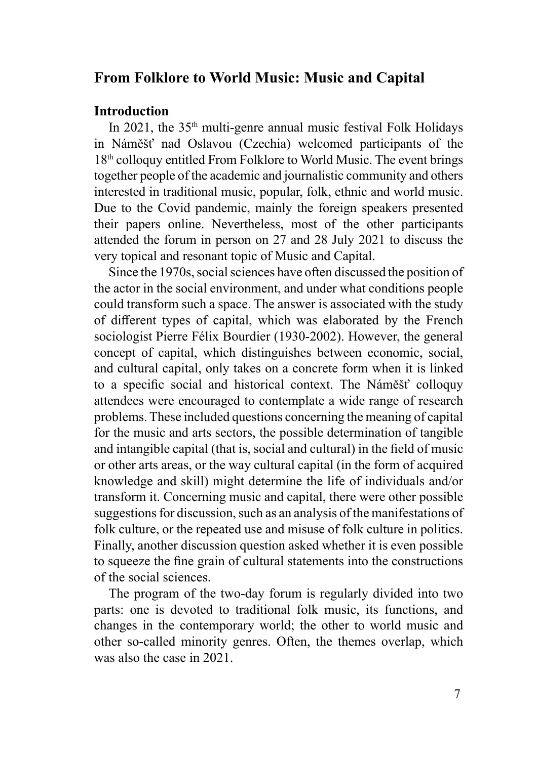# From Folklore to World Music: Music and Capital

## Introduction

In 2021, the 35th multi-genre annual music festival Folk Holidays in Náměšť nad Oslavou (Czechia) welcomed participants of the 18th colloquy entitled From Folklore to World Music. The event brings together people of the academic and journalistic community and others interested in traditional music, popular, folk, ethnic and world music. Due to the Covid pandemic, mainly the foreign speakers presented their papers online. Nevertheless, most of the other participants attended the forum in person on 27 and 28 July 2021 to discuss the very topical and resonant topic of Music and Capital.

Since the 1970s, social sciences have often discussed the position of the actor in the social environment, and under what conditions people could transform such a space. The answer is associated with the study of different types of capital, which was elaborated by the French sociologist Pierre Félix Bourdier (1930-2002). However, the general concept of capital, which distinguishes between economic, social, and cultural capital, only takes on a concrete form when it is linked to a specific social and historical context. The Náměšť colloquy attendees were encouraged to contemplate a wide range of research problems. These included questions concerning the meaning of capital for the music and arts sectors, the possible determination of tangible and intangible capital (that is, social and cultural) in the field of music or other arts areas, or the way cultural capital (in the form of acquired knowledge and skill) might determine the life of individuals and/or transform it. Concerning music and capital, there were other possible suggestions for discussion, such as an analysis of the manifestations of folk culture, or the repeated use and misuse of folk culture in politics. Finally, another discussion question asked whether it is even possible to squeeze the fine grain of cultural statements into the constructions of the social sciences.

The program of the two-day forum is regularly divided into two parts: one is devoted to traditional folk music, its functions, and changes in the contemporary world; the other to world music and other so-called minority genres. Often, the themes overlap, which was also the case in 2021.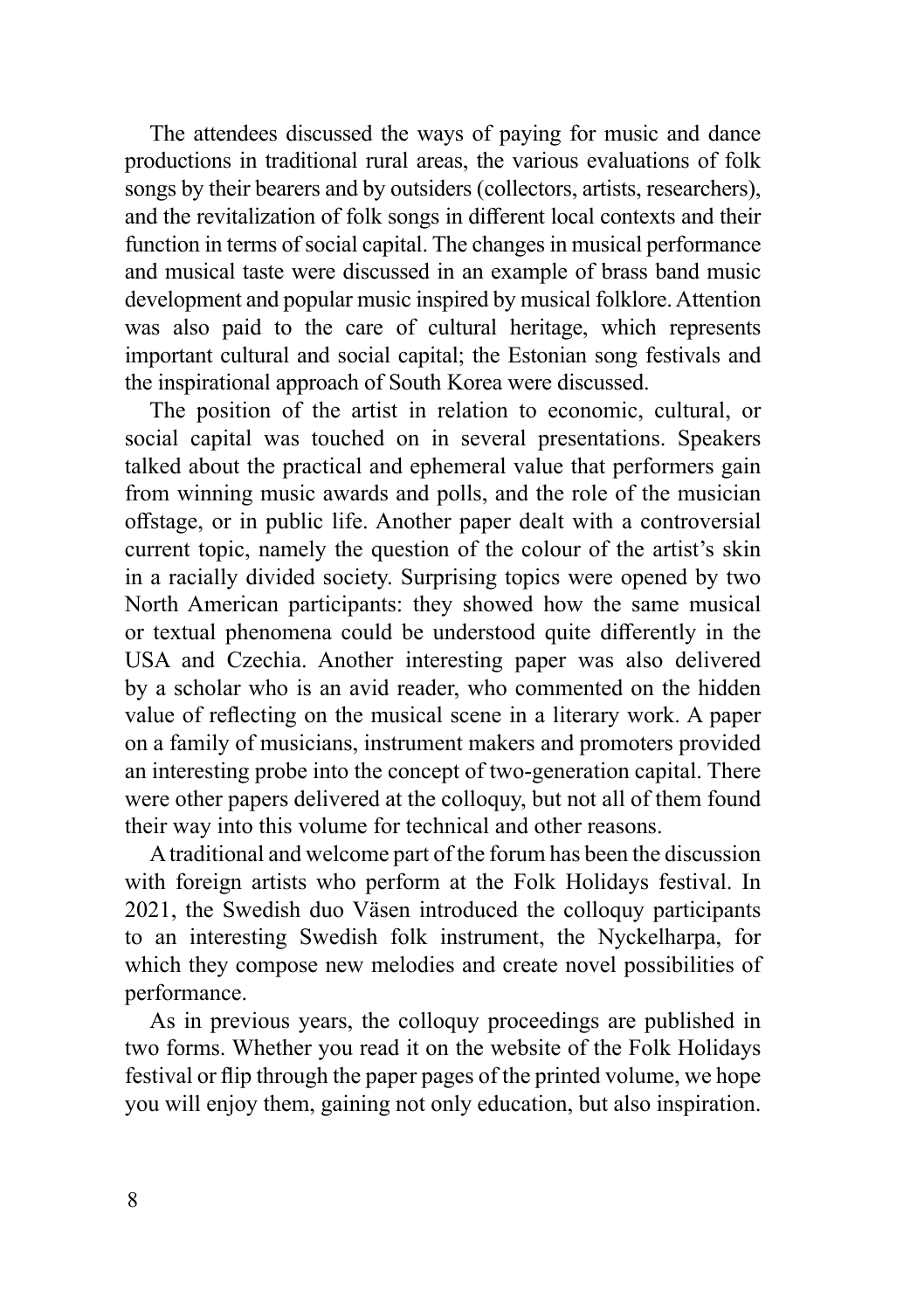The attendees discussed the ways of paying for music and dance productions in traditional rural areas, the various evaluations of folk songs by their bearers and by outsiders (collectors, artists, researchers), and the revitalization of folk songs in different local contexts and their function in terms of social capital. The changes in musical performance and musical taste were discussed in an example of brass band music development and popular music inspired by musical folklore. Attention was also paid to the care of cultural heritage, which represents important cultural and social capital; the Estonian song festivals and the inspirational approach of South Korea were discussed.

The position of the artist in relation to economic, cultural, or social capital was touched on in several presentations. Speakers talked about the practical and ephemeral value that performers gain from winning music awards and polls, and the role of the musician offstage, or in public life. Another paper dealt with a controversial current topic, namely the question of the colour of the artist's skin in a racially divided society. Surprising topics were opened by two North American participants: they showed how the same musical or textual phenomena could be understood quite differently in the USA and Czechia. Another interesting paper was also delivered by a scholar who is an avid reader, who commented on the hidden value of reflecting on the musical scene in a literary work. A paper on a family of musicians, instrument makers and promoters provided an interesting probe into the concept of two-generation capital. There were other papers delivered at the colloquy, but not all of them found their way into this volume for technical and other reasons.

A traditional and welcome part of the forum has been the discussion with foreign artists who perform at the Folk Holidays festival. In 2021, the Swedish duo Väsen introduced the colloquy participants to an interesting Swedish folk instrument, the Nyckelharpa, for which they compose new melodies and create novel possibilities of performance.

As in previous years, the colloquy proceedings are published in two forms. Whether you read it on the website of the Folk Holidays festival or flip through the paper pages of the printed volume, we hope you will enjoy them, gaining not only education, but also inspiration.